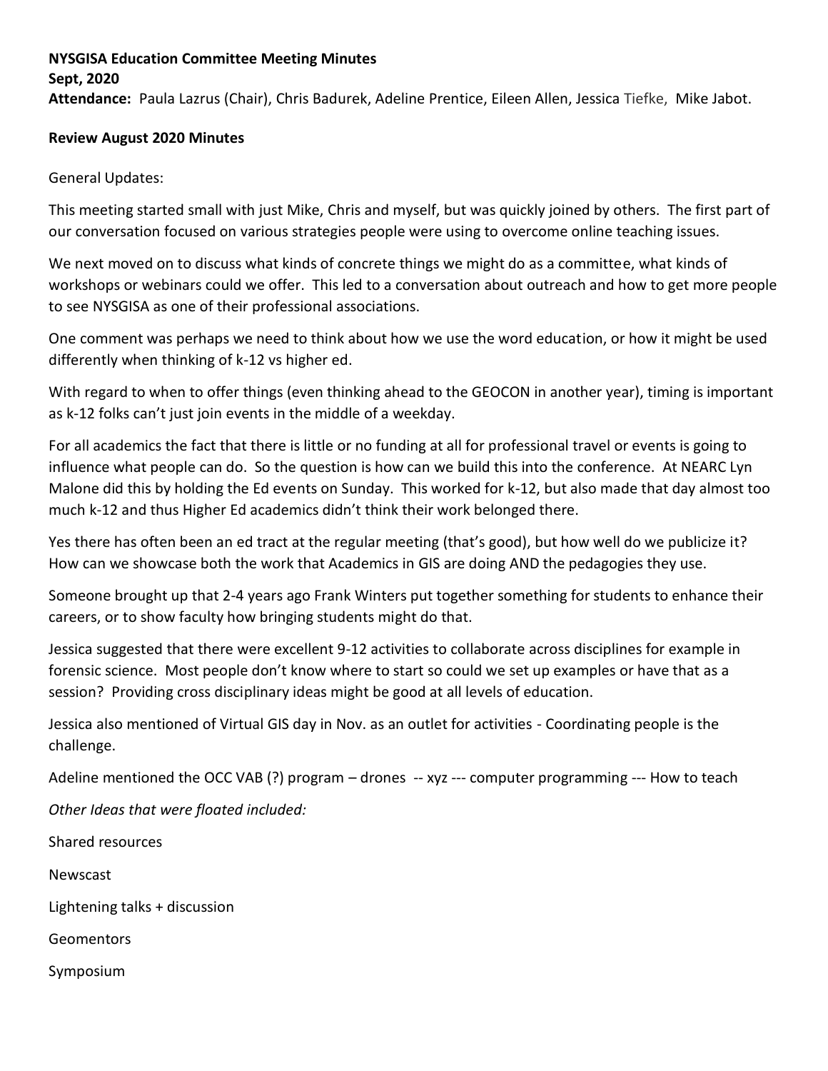**NYSGISA Education Committee Meeting Minutes**
**Sept, 2020**
**Attendance:** Paula Lazrus (Chair), Chris Badurek, Adeline Prentice, Eileen Allen, Jessica Tiefke, Mike Jabot.

**Review August 2020 Minutes**

General Updates:

This meeting started small with just Mike, Chris and myself, but was quickly joined by others. The first part of our conversation focused on various strategies people were using to overcome online teaching issues.

We next moved on to discuss what kinds of concrete things we might do as a committee, what kinds of workshops or webinars could we offer. This led to a conversation about outreach and how to get more people to see NYSGISA as one of their professional associations.

One comment was perhaps we need to think about how we use the word education, or how it might be used differently when thinking of k-12 vs higher ed.

With regard to when to offer things (even thinking ahead to the GEOCON in another year), timing is important as k-12 folks can't just join events in the middle of a weekday.

For all academics the fact that there is little or no funding at all for professional travel or events is going to influence what people can do. So the question is how can we build this into the conference. At NEARC Lyn Malone did this by holding the Ed events on Sunday. This worked for k-12, but also made that day almost too much k-12 and thus Higher Ed academics didn't think their work belonged there.

Yes there has often been an ed tract at the regular meeting (that's good), but how well do we publicize it? How can we showcase both the work that Academics in GIS are doing AND the pedagogies they use.

Someone brought up that 2-4 years ago Frank Winters put together something for students to enhance their careers, or to show faculty how bringing students might do that.

Jessica suggested that there were excellent 9-12 activities to collaborate across disciplines for example in forensic science. Most people don't know where to start so could we set up examples or have that as a session? Providing cross disciplinary ideas might be good at all levels of education.

Jessica also mentioned of Virtual GIS day in Nov. as an outlet for activities - Coordinating people is the challenge.

Adeline mentioned the OCC VAB (?) program – drones -- xyz --- computer programming --- How to teach

*Other Ideas that were floated included:*

Shared resources

Newscast

Lightening talks + discussion

Geomentors

Symposium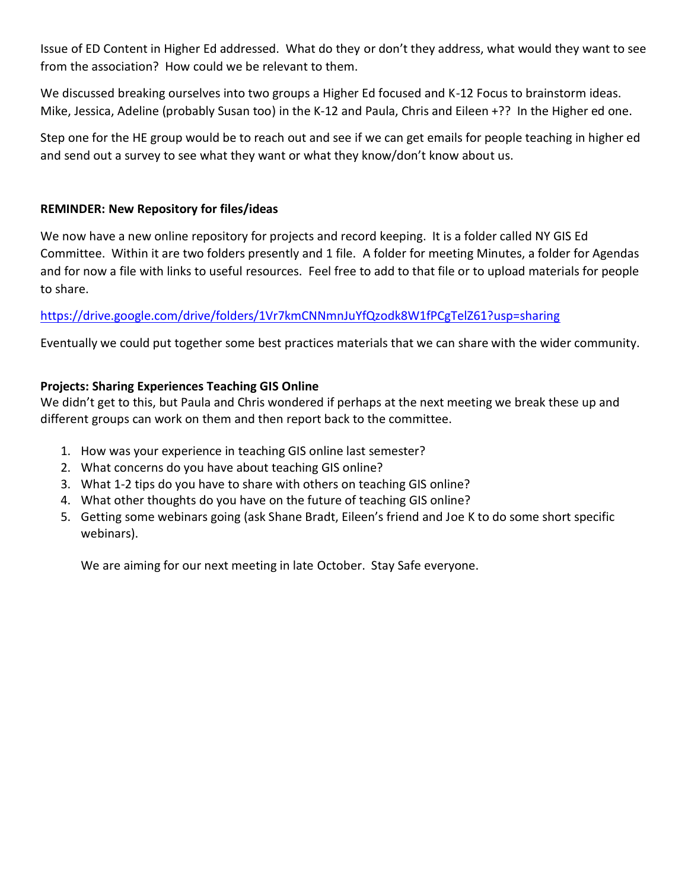Issue of ED Content in Higher Ed addressed. What do they or don't they address, what would they want to see from the association? How could we be relevant to them.

We discussed breaking ourselves into two groups a Higher Ed focused and K-12 Focus to brainstorm ideas. Mike, Jessica, Adeline (probably Susan too) in the K-12 and Paula, Chris and Eileen +?? In the Higher ed one.

Step one for the HE group would be to reach out and see if we can get emails for people teaching in higher ed and send out a survey to see what they want or what they know/don't know about us.

**REMINDER: New Repository for files/ideas**

We now have a new online repository for projects and record keeping. It is a folder called NY GIS Ed Committee. Within it are two folders presently and 1 file. A folder for meeting Minutes, a folder for Agendas and for now a file with links to useful resources. Feel free to add to that file or to upload materials for people to share.

https://drive.google.com/drive/folders/1Vr7kmCNNmnJuYfQzodk8W1fPCgTelZ61?usp=sharing

Eventually we could put together some best practices materials that we can share with the wider community.

**Projects: Sharing Experiences Teaching GIS Online**

We didn't get to this, but Paula and Chris wondered if perhaps at the next meeting we break these up and different groups can work on them and then report back to the committee.

1. How was your experience in teaching GIS online last semester?
2. What concerns do you have about teaching GIS online?
3. What 1-2 tips do you have to share with others on teaching GIS online?
4. What other thoughts do you have on the future of teaching GIS online?
5. Getting some webinars going (ask Shane Bradt, Eileen's friend and Joe K to do some short specific webinars).

   We are aiming for our next meeting in late October. Stay Safe everyone.